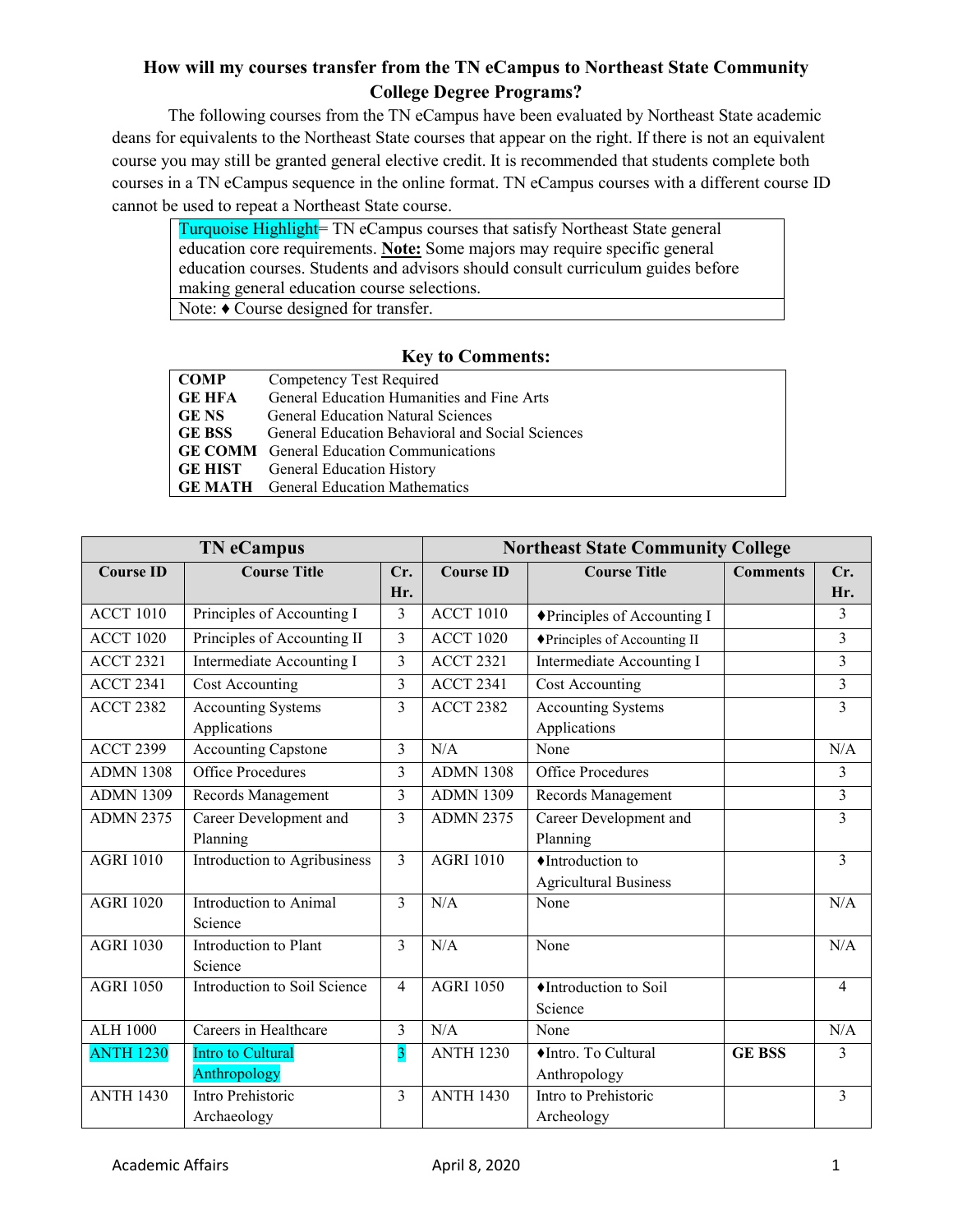# How will my courses transfer from the TN eCampus to Northeast State Community College Degree Programs?

The following courses from the TN eCampus have been evaluated by Northeast State academic deans for equivalents to the Northeast State courses that appear on the right. If there is not an equivalent course you may still be granted general elective credit. It is recommended that students complete both courses in a TN eCampus sequence in the online format. TN eCampus courses with a different course ID cannot be used to repeat a Northeast State course.

| Turquoise Highlight= TN eCampus courses that satisfy Northeast State general education core requirements. **Note:** Some majors may require specific general education courses. Students and advisors should consult curriculum guides before making general education course selections. |
|---|
| Note: ♦ Course designed for transfer. |

## Key to Comments:

| | |
|---|---|
| **COMP** | Competency Test Required |
| **GE HFA** | General Education Humanities and Fine Arts |
| **GE NS** | General Education Natural Sciences |
| **GE BSS** | General Education Behavioral and Social Sciences |
| **GE COMM** | General Education Communications |
| **GE HIST** | General Education History |
| **GE MATH** | General Education Mathematics |

| TN eCampus | | | Northeast State Community College | | | |
|---|---|---|---|---|---|---|
| **Course ID** | **Course Title** | **Cr. Hr.** | **Course ID** | **Course Title** | **Comments** | **Cr. Hr.** |
| ACCT 1010 | Principles of Accounting I | 3 | ACCT 1010 | ♦Principles of Accounting I | | 3 |
| ACCT 1020 | Principles of Accounting II | 3 | ACCT 1020 | ♦Principles of Accounting II | | 3 |
| ACCT 2321 | Intermediate Accounting I | 3 | ACCT 2321 | Intermediate Accounting I | | 3 |
| ACCT 2341 | Cost Accounting | 3 | ACCT 2341 | Cost Accounting | | 3 |
| ACCT 2382 | Accounting Systems Applications | 3 | ACCT 2382 | Accounting Systems Applications | | 3 |
| ACCT 2399 | Accounting Capstone | 3 | N/A | None | | N/A |
| ADMN 1308 | Office Procedures | 3 | ADMN 1308 | Office Procedures | | 3 |
| ADMN 1309 | Records Management | 3 | ADMN 1309 | Records Management | | 3 |
| ADMN 2375 | Career Development and Planning | 3 | ADMN 2375 | Career Development and Planning | | 3 |
| AGRI 1010 | Introduction to Agribusiness | 3 | AGRI 1010 | ♦Introduction to Agricultural Business | | 3 |
| AGRI 1020 | Introduction to Animal Science | 3 | N/A | None | | N/A |
| AGRI 1030 | Introduction to Plant Science | 3 | N/A | None | | N/A |
| AGRI 1050 | Introduction to Soil Science | 4 | AGRI 1050 | ♦Introduction to Soil Science | | 4 |
| ALH 1000 | Careers in Healthcare | 3 | N/A | None | | N/A |
| ANTH 1230 | Intro to Cultural Anthropology | 3 | ANTH 1230 | ♦Intro. To Cultural Anthropology | **GE BSS** | 3 |
| ANTH 1430 | Intro Prehistoric Archaeology | 3 | ANTH 1430 | Intro to Prehistoric Archeology | | 3 |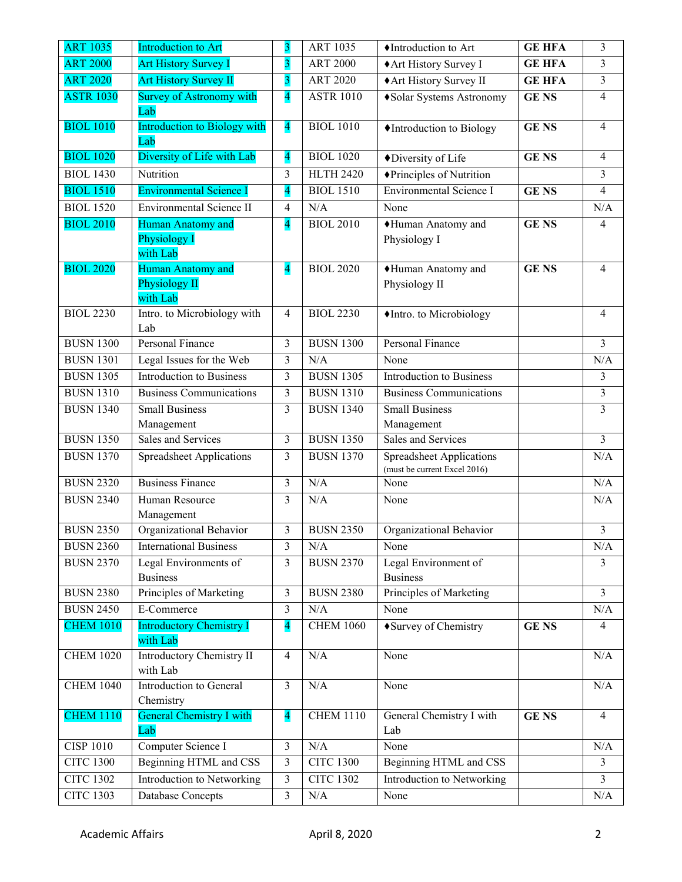| ART 1035 | Introduction to Art | 3 | ART 1035 | ♦Introduction to Art | **GE HFA** | 3 |
|---|---|---|---|---|---|---|
| ART 2000 | Art History Survey I | 3 | ART 2000 | ♦Art History Survey I | **GE HFA** | 3 |
| ART 2020 | Art History Survey II | 3 | ART 2020 | ♦Art History Survey II | **GE HFA** | 3 |
| ASTR 1030 | Survey of Astronomy with Lab | 4 | ASTR 1010 | ♦Solar Systems Astronomy | **GE NS** | 4 |
| BIOL 1010 | Introduction to Biology with Lab | 4 | BIOL 1010 | ♦Introduction to Biology | **GE NS** | 4 |
| BIOL 1020 | Diversity of Life with Lab | 4 | BIOL 1020 | ♦Diversity of Life | **GE NS** | 4 |
| BIOL 1430 | Nutrition | 3 | HLTH 2420 | ♦Principles of Nutrition | | 3 |
| BIOL 1510 | Environmental Science I | 4 | BIOL 1510 | Environmental Science I | **GE NS** | 4 |
| BIOL 1520 | Environmental Science II | 4 | N/A | None | | N/A |
| BIOL 2010 | Human Anatomy and Physiology I with Lab | 4 | BIOL 2010 | ♦Human Anatomy and Physiology I | **GE NS** | 4 |
| BIOL 2020 | Human Anatomy and Physiology II with Lab | 4 | BIOL 2020 | ♦Human Anatomy and Physiology II | **GE NS** | 4 |
| BIOL 2230 | Intro. to Microbiology with Lab | 4 | BIOL 2230 | ♦Intro. to Microbiology | | 4 |
| BUSN 1300 | Personal Finance | 3 | BUSN 1300 | Personal Finance | | 3 |
| BUSN 1301 | Legal Issues for the Web | 3 | N/A | None | | N/A |
| BUSN 1305 | Introduction to Business | 3 | BUSN 1305 | Introduction to Business | | 3 |
| BUSN 1310 | Business Communications | 3 | BUSN 1310 | Business Communications | | 3 |
| BUSN 1340 | Small Business Management | 3 | BUSN 1340 | Small Business Management | | 3 |
| BUSN 1350 | Sales and Services | 3 | BUSN 1350 | Sales and Services | | 3 |
| BUSN 1370 | Spreadsheet Applications | 3 | BUSN 1370 | Spreadsheet Applications (must be current Excel 2016) | | N/A |
| BUSN 2320 | Business Finance | 3 | N/A | None | | N/A |
| BUSN 2340 | Human Resource Management | 3 | N/A | None | | N/A |
| BUSN 2350 | Organizational Behavior | 3 | BUSN 2350 | Organizational Behavior | | 3 |
| BUSN 2360 | International Business | 3 | N/A | None | | N/A |
| BUSN 2370 | Legal Environments of Business | 3 | BUSN 2370 | Legal Environment of Business | | 3 |
| BUSN 2380 | Principles of Marketing | 3 | BUSN 2380 | Principles of Marketing | | 3 |
| BUSN 2450 | E-Commerce | 3 | N/A | None | | N/A |
| CHEM 1010 | Introductory Chemistry I with Lab | 4 | CHEM 1060 | ♦Survey of Chemistry | **GE NS** | 4 |
| CHEM 1020 | Introductory Chemistry II with Lab | 4 | N/A | None | | N/A |
| CHEM 1040 | Introduction to General Chemistry | 3 | N/A | None | | N/A |
| CHEM 1110 | General Chemistry I with Lab | 4 | CHEM 1110 | General Chemistry I with Lab | **GE NS** | 4 |
| CISP 1010 | Computer Science I | 3 | N/A | None | | N/A |
| CITC 1300 | Beginning HTML and CSS | 3 | CITC 1300 | Beginning HTML and CSS | | 3 |
| CITC 1302 | Introduction to Networking | 3 | CITC 1302 | Introduction to Networking | | 3 |
| CITC 1303 | Database Concepts | 3 | N/A | None | | N/A |

Academic Affairs April 8, 2020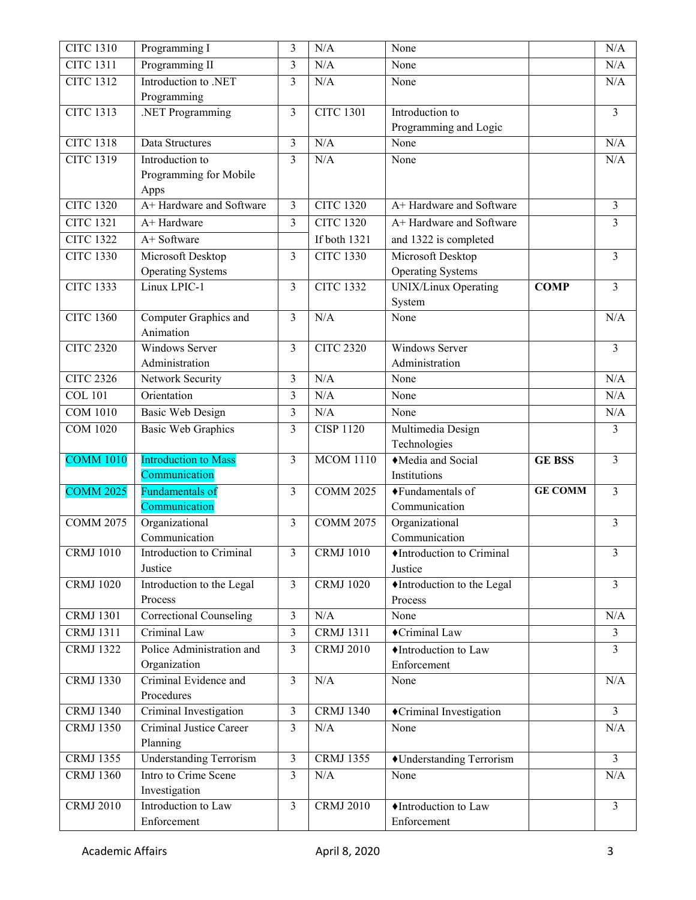| CITC 1310 | Programming I | 3 | N/A | None | | N/A |
|---|---|---|---|---|---|---|
| CITC 1311 | Programming II | 3 | N/A | None | | N/A |
| CITC 1312 | Introduction to .NET Programming | 3 | N/A | None | | N/A |
| CITC 1313 | .NET Programming | 3 | CITC 1301 | Introduction to Programming and Logic | | 3 |
| CITC 1318 | Data Structures | 3 | N/A | None | | N/A |
| CITC 1319 | Introduction to Programming for Mobile Apps | 3 | N/A | None | | N/A |
| CITC 1320 | A+ Hardware and Software | 3 | CITC 1320 | A+ Hardware and Software | | 3 |
| CITC 1321 | A+ Hardware | 3 | CITC 1320 If both 1321 | A+ Hardware and Software and 1322 is completed | | 3 |
| CITC 1322 | A+ Software | | | | | |
| CITC 1330 | Microsoft Desktop Operating Systems | 3 | CITC 1330 | Microsoft Desktop Operating Systems | | 3 |
| CITC 1333 | Linux LPIC-1 | 3 | CITC 1332 | UNIX/Linux Operating System | **COMP** | 3 |
| CITC 1360 | Computer Graphics and Animation | 3 | N/A | None | | N/A |
| CITC 2320 | Windows Server Administration | 3 | CITC 2320 | Windows Server Administration | | 3 |
| CITC 2326 | Network Security | 3 | N/A | None | | N/A |
| COL 101 | Orientation | 3 | N/A | None | | N/A |
| COM 1010 | Basic Web Design | 3 | N/A | None | | N/A |
| COM 1020 | Basic Web Graphics | 3 | CISP 1120 | Multimedia Design Technologies | | 3 |
| COMM 1010 | Introduction to Mass Communication | 3 | MCOM 1110 | ♦Media and Social Institutions | **GE BSS** | 3 |
| COMM 2025 | Fundamentals of Communication | 3 | COMM 2025 | ♦Fundamentals of Communication | **GE COMM** | 3 |
| COMM 2075 | Organizational Communication | 3 | COMM 2075 | Organizational Communication | | 3 |
| CRMJ 1010 | Introduction to Criminal Justice | 3 | CRMJ 1010 | ♦Introduction to Criminal Justice | | 3 |
| CRMJ 1020 | Introduction to the Legal Process | 3 | CRMJ 1020 | ♦Introduction to the Legal Process | | 3 |
| CRMJ 1301 | Correctional Counseling | 3 | N/A | None | | N/A |
| CRMJ 1311 | Criminal Law | 3 | CRMJ 1311 | ♦Criminal Law | | 3 |
| CRMJ 1322 | Police Administration and Organization | 3 | CRMJ 2010 | ♦Introduction to Law Enforcement | | 3 |
| CRMJ 1330 | Criminal Evidence and Procedures | 3 | N/A | None | | N/A |
| CRMJ 1340 | Criminal Investigation | 3 | CRMJ 1340 | ♦Criminal Investigation | | 3 |
| CRMJ 1350 | Criminal Justice Career Planning | 3 | N/A | None | | N/A |
| CRMJ 1355 | Understanding Terrorism | 3 | CRMJ 1355 | ♦Understanding Terrorism | | 3 |
| CRMJ 1360 | Intro to Crime Scene Investigation | 3 | N/A | None | | N/A |
| CRMJ 2010 | Introduction to Law Enforcement | 3 | CRMJ 2010 | ♦Introduction to Law Enforcement | | 3 |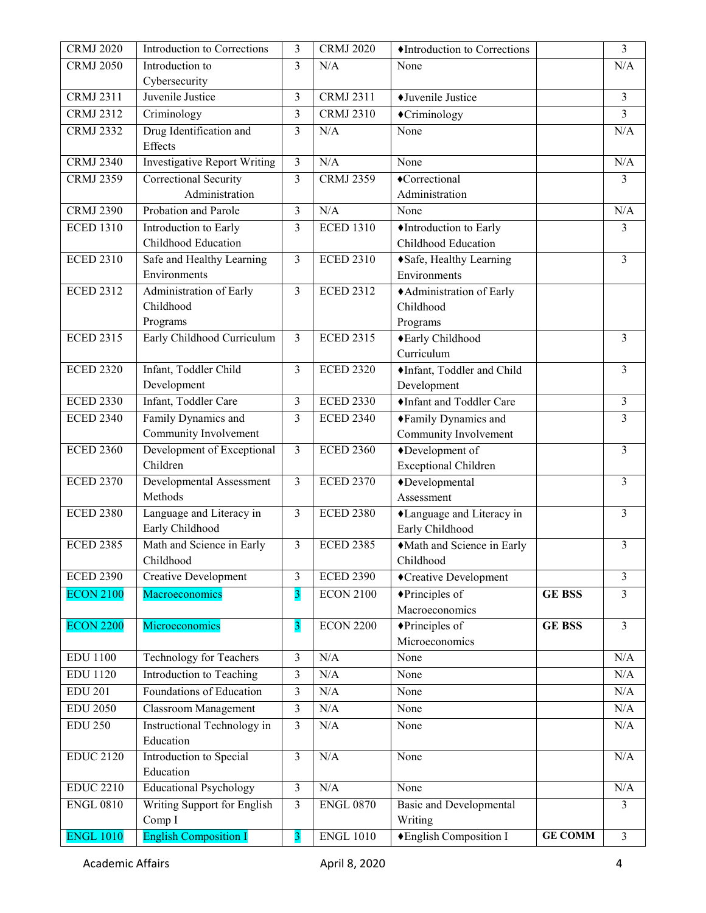| CRMJ 2020 | Introduction to Corrections | 3 | CRMJ 2020 | ♦Introduction to Corrections | | 3 |
|---|---|---|---|---|---|---|
| CRMJ 2050 | Introduction to Cybersecurity | 3 | N/A | None | | N/A |
| CRMJ 2311 | Juvenile Justice | 3 | CRMJ 2311 | ♦Juvenile Justice | | 3 |
| CRMJ 2312 | Criminology | 3 | CRMJ 2310 | ♦Criminology | | 3 |
| CRMJ 2332 | Drug Identification and Effects | 3 | N/A | None | | N/A |
| CRMJ 2340 | Investigative Report Writing | 3 | N/A | None | | N/A |
| CRMJ 2359 | Correctional Security Administration | 3 | CRMJ 2359 | ♦Correctional Administration | | 3 |
| CRMJ 2390 | Probation and Parole | 3 | N/A | None | | N/A |
| ECED 1310 | Introduction to Early Childhood Education | 3 | ECED 1310 | ♦Introduction to Early Childhood Education | | 3 |
| ECED 2310 | Safe and Healthy Learning Environments | 3 | ECED 2310 | ♦Safe, Healthy Learning Environments | | 3 |
| ECED 2312 | Administration of Early Childhood Programs | 3 | ECED 2312 | ♦Administration of Early Childhood Programs | | |
| ECED 2315 | Early Childhood Curriculum | 3 | ECED 2315 | ♦Early Childhood Curriculum | | 3 |
| ECED 2320 | Infant, Toddler Child Development | 3 | ECED 2320 | ♦Infant, Toddler and Child Development | | 3 |
| ECED 2330 | Infant, Toddler Care | 3 | ECED 2330 | ♦Infant and Toddler Care | | 3 |
| ECED 2340 | Family Dynamics and Community Involvement | 3 | ECED 2340 | ♦Family Dynamics and Community Involvement | | 3 |
| ECED 2360 | Development of Exceptional Children | 3 | ECED 2360 | ♦Development of Exceptional Children | | 3 |
| ECED 2370 | Developmental Assessment Methods | 3 | ECED 2370 | ♦Developmental Assessment | | 3 |
| ECED 2380 | Language and Literacy in Early Childhood | 3 | ECED 2380 | ♦Language and Literacy in Early Childhood | | 3 |
| ECED 2385 | Math and Science in Early Childhood | 3 | ECED 2385 | ♦Math and Science in Early Childhood | | 3 |
| ECED 2390 | Creative Development | 3 | ECED 2390 | ♦Creative Development | | 3 |
| ECON 2100 | Macroeconomics | 3 | ECON 2100 | ♦Principles of Macroeconomics | **GE BSS** | 3 |
| ECON 2200 | Microeconomics | 3 | ECON 2200 | ♦Principles of Microeconomics | **GE BSS** | 3 |
| EDU 1100 | Technology for Teachers | 3 | N/A | None | | N/A |
| EDU 1120 | Introduction to Teaching | 3 | N/A | None | | N/A |
| EDU 201 | Foundations of Education | 3 | N/A | None | | N/A |
| EDU 2050 | Classroom Management | 3 | N/A | None | | N/A |
| EDU 250 | Instructional Technology in Education | 3 | N/A | None | | N/A |
| EDUC 2120 | Introduction to Special Education | 3 | N/A | None | | N/A |
| EDUC 2210 | Educational Psychology | 3 | N/A | None | | N/A |
| ENGL 0810 | Writing Support for English Comp I | 3 | ENGL 0870 | Basic and Developmental Writing | | 3 |
| ENGL 1010 | English Composition I | 3 | ENGL 1010 | ♦English Composition I | **GE COMM** | 3 |

Academic Affairs April 8, 2020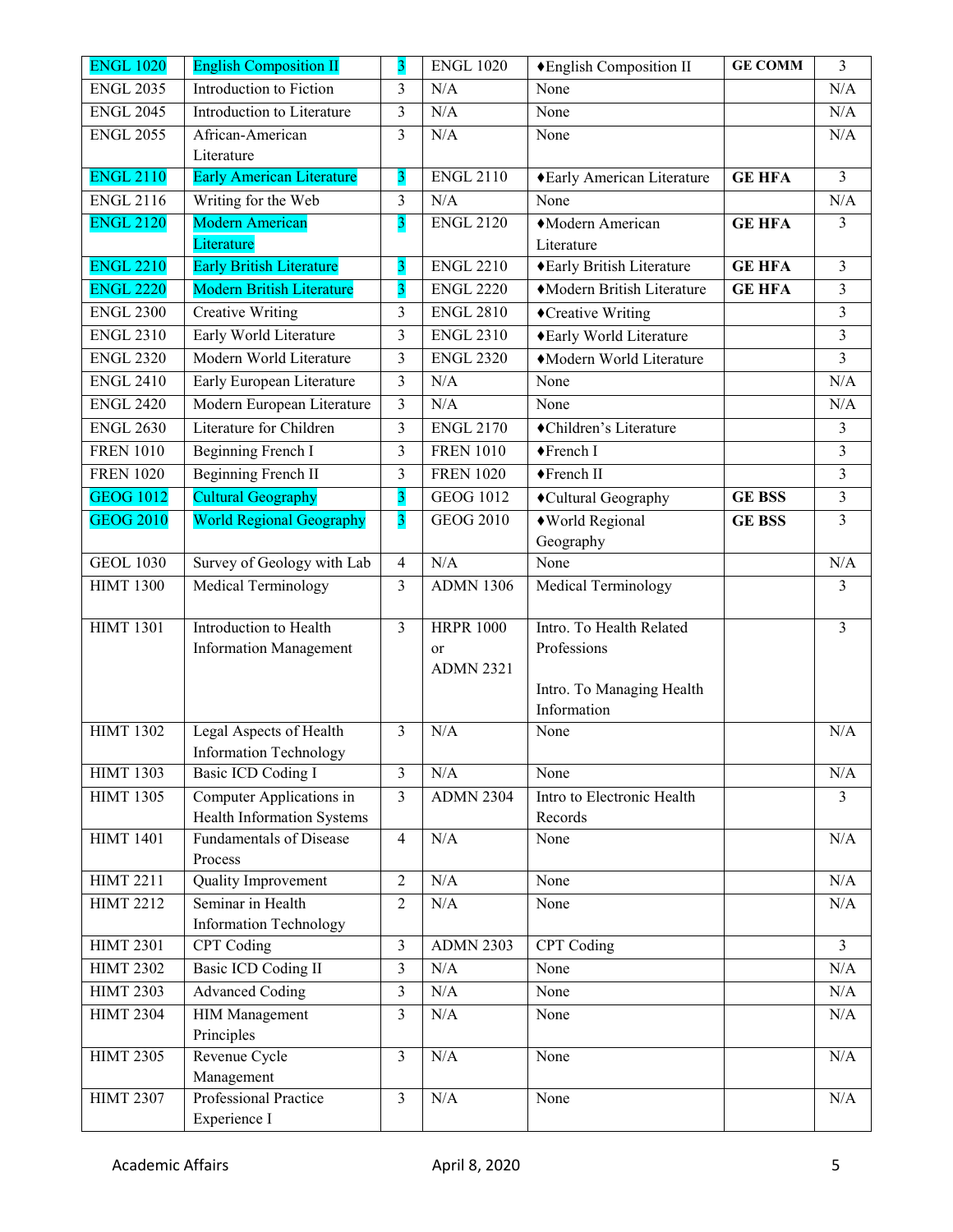| ENGL 1020 | English Composition II | 3 | ENGL 1020 | ♦English Composition II | GE COMM | 3 |
|---|---|---|---|---|---|---|
| ENGL 2035 | Introduction to Fiction | 3 | N/A | None | | N/A |
| ENGL 2045 | Introduction to Literature | 3 | N/A | None | | N/A |
| ENGL 2055 | African-American Literature | 3 | N/A | None | | N/A |
| ENGL 2110 | Early American Literature | 3 | ENGL 2110 | ♦Early American Literature | GE HFA | 3 |
| ENGL 2116 | Writing for the Web | 3 | N/A | None | | N/A |
| ENGL 2120 | Modern American Literature | 3 | ENGL 2120 | ♦Modern American Literature | GE HFA | 3 |
| ENGL 2210 | Early British Literature | 3 | ENGL 2210 | ♦Early British Literature | GE HFA | 3 |
| ENGL 2220 | Modern British Literature | 3 | ENGL 2220 | ♦Modern British Literature | GE HFA | 3 |
| ENGL 2300 | Creative Writing | 3 | ENGL 2810 | ♦Creative Writing | | 3 |
| ENGL 2310 | Early World Literature | 3 | ENGL 2310 | ♦Early World Literature | | 3 |
| ENGL 2320 | Modern World Literature | 3 | ENGL 2320 | ♦Modern World Literature | | 3 |
| ENGL 2410 | Early European Literature | 3 | N/A | None | | N/A |
| ENGL 2420 | Modern European Literature | 3 | N/A | None | | N/A |
| ENGL 2630 | Literature for Children | 3 | ENGL 2170 | ♦Children's Literature | | 3 |
| FREN 1010 | Beginning French I | 3 | FREN 1010 | ♦French I | | 3 |
| FREN 1020 | Beginning French II | 3 | FREN 1020 | ♦French II | | 3 |
| GEOG 1012 | Cultural Geography | 3 | GEOG 1012 | ♦Cultural Geography | GE BSS | 3 |
| GEOG 2010 | World Regional Geography | 3 | GEOG 2010 | ♦World Regional Geography | GE BSS | 3 |
| GEOL 1030 | Survey of Geology with Lab | 4 | N/A | None | | N/A |
| HIMT 1300 | Medical Terminology | 3 | ADMN 1306 | Medical Terminology | | 3 |
| HIMT 1301 | Introduction to Health Information Management | 3 | HRPR 1000 or ADMN 2321 | Intro. To Health Related Professions<br><br>Intro. To Managing Health Information | | 3 |
| HIMT 1302 | Legal Aspects of Health Information Technology | 3 | N/A | None | | N/A |
| HIMT 1303 | Basic ICD Coding I | 3 | N/A | None | | N/A |
| HIMT 1305 | Computer Applications in Health Information Systems | 3 | ADMN 2304 | Intro to Electronic Health Records | | 3 |
| HIMT 1401 | Fundamentals of Disease Process | 4 | N/A | None | | N/A |
| HIMT 2211 | Quality Improvement | 2 | N/A | None | | N/A |
| HIMT 2212 | Seminar in Health Information Technology | 2 | N/A | None | | N/A |
| HIMT 2301 | CPT Coding | 3 | ADMN 2303 | CPT Coding | | 3 |
| HIMT 2302 | Basic ICD Coding II | 3 | N/A | None | | N/A |
| HIMT 2303 | Advanced Coding | 3 | N/A | None | | N/A |
| HIMT 2304 | HIM Management Principles | 3 | N/A | None | | N/A |
| HIMT 2305 | Revenue Cycle Management | 3 | N/A | None | | N/A |
| HIMT 2307 | Professional Practice Experience I | 3 | N/A | None | | N/A |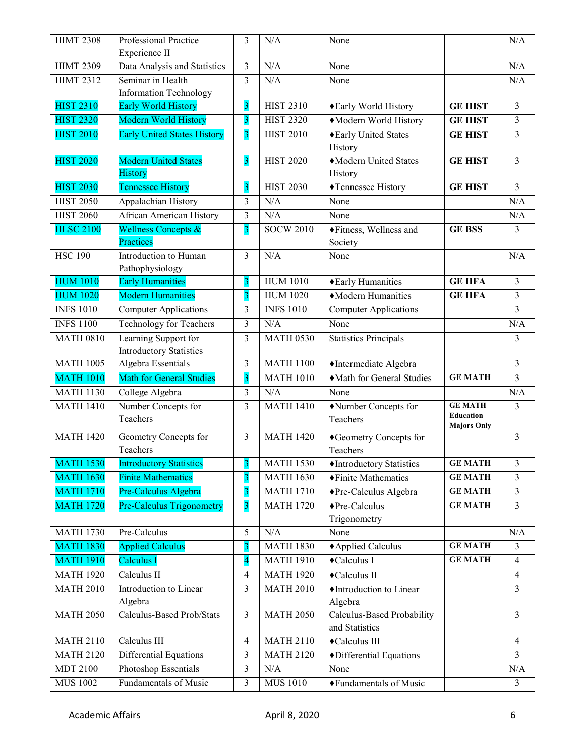| HIMT 2308 | Professional Practice Experience II | 3 | N/A | None | | N/A |
|---|---|---|---|---|---|---|
| HIMT 2309 | Data Analysis and Statistics | 3 | N/A | None | | N/A |
| HIMT 2312 | Seminar in Health Information Technology | 3 | N/A | None | | N/A |
| HIST 2310 | Early World History | 3 | HIST 2310 | ♦Early World History | **GE HIST** | 3 |
| HIST 2320 | Modern World History | 3 | HIST 2320 | ♦Modern World History | **GE HIST** | 3 |
| HIST 2010 | Early United States History | 3 | HIST 2010 | ♦Early United States History | **GE HIST** | 3 |
| HIST 2020 | Modern United States History | 3 | HIST 2020 | ♦Modern United States History | **GE HIST** | 3 |
| HIST 2030 | Tennessee History | 3 | HIST 2030 | ♦Tennessee History | **GE HIST** | 3 |
| HIST 2050 | Appalachian History | 3 | N/A | None | | N/A |
| HIST 2060 | African American History | 3 | N/A | None | | N/A |
| HLSC 2100 | Wellness Concepts & Practices | 3 | SOCW 2010 | ♦Fitness, Wellness and Society | **GE BSS** | 3 |
| HSC 190 | Introduction to Human Pathophysiology | 3 | N/A | None | | N/A |
| HUM 1010 | Early Humanities | 3 | HUM 1010 | ♦Early Humanities | **GE HFA** | 3 |
| HUM 1020 | Modern Humanities | 3 | HUM 1020 | ♦Modern Humanities | **GE HFA** | 3 |
| INFS 1010 | Computer Applications | 3 | INFS 1010 | Computer Applications | | 3 |
| INFS 1100 | Technology for Teachers | 3 | N/A | None | | N/A |
| MATH 0810 | Learning Support for Introductory Statistics | 3 | MATH 0530 | Statistics Principals | | 3 |
| MATH 1005 | Algebra Essentials | 3 | MATH 1100 | ♦Intermediate Algebra | | 3 |
| MATH 1010 | Math for General Studies | 3 | MATH 1010 | ♦Math for General Studies | **GE MATH** | 3 |
| MATH 1130 | College Algebra | 3 | N/A | None | | N/A |
| MATH 1410 | Number Concepts for Teachers | 3 | MATH 1410 | ♦Number Concepts for Teachers | **GE MATH Education Majors Only** | 3 |
| MATH 1420 | Geometry Concepts for Teachers | 3 | MATH 1420 | ♦Geometry Concepts for Teachers | | 3 |
| MATH 1530 | Introductory Statistics | 3 | MATH 1530 | ♦Introductory Statistics | **GE MATH** | 3 |
| MATH 1630 | Finite Mathematics | 3 | MATH 1630 | ♦Finite Mathematics | **GE MATH** | 3 |
| MATH 1710 | Pre-Calculus Algebra | 3 | MATH 1710 | ♦Pre-Calculus Algebra | **GE MATH** | 3 |
| MATH 1720 | Pre-Calculus Trigonometry | 3 | MATH 1720 | ♦Pre-Calculus Trigonometry | **GE MATH** | 3 |
| MATH 1730 | Pre-Calculus | 5 | N/A | None | | N/A |
| MATH 1830 | Applied Calculus | 3 | MATH 1830 | ♦Applied Calculus | **GE MATH** | 3 |
| MATH 1910 | Calculus I | 4 | MATH 1910 | ♦Calculus I | **GE MATH** | 4 |
| MATH 1920 | Calculus II | 4 | MATH 1920 | ♦Calculus II | | 4 |
| MATH 2010 | Introduction to Linear Algebra | 3 | MATH 2010 | ♦Introduction to Linear Algebra | | 3 |
| MATH 2050 | Calculus-Based Prob/Stats | 3 | MATH 2050 | Calculus-Based Probability and Statistics | | 3 |
| MATH 2110 | Calculus III | 4 | MATH 2110 | ♦Calculus III | | 4 |
| MATH 2120 | Differential Equations | 3 | MATH 2120 | ♦Differential Equations | | 3 |
| MDT 2100 | Photoshop Essentials | 3 | N/A | None | | N/A |
| MUS 1002 | Fundamentals of Music | 3 | MUS 1010 | ♦Fundamentals of Music | | 3 |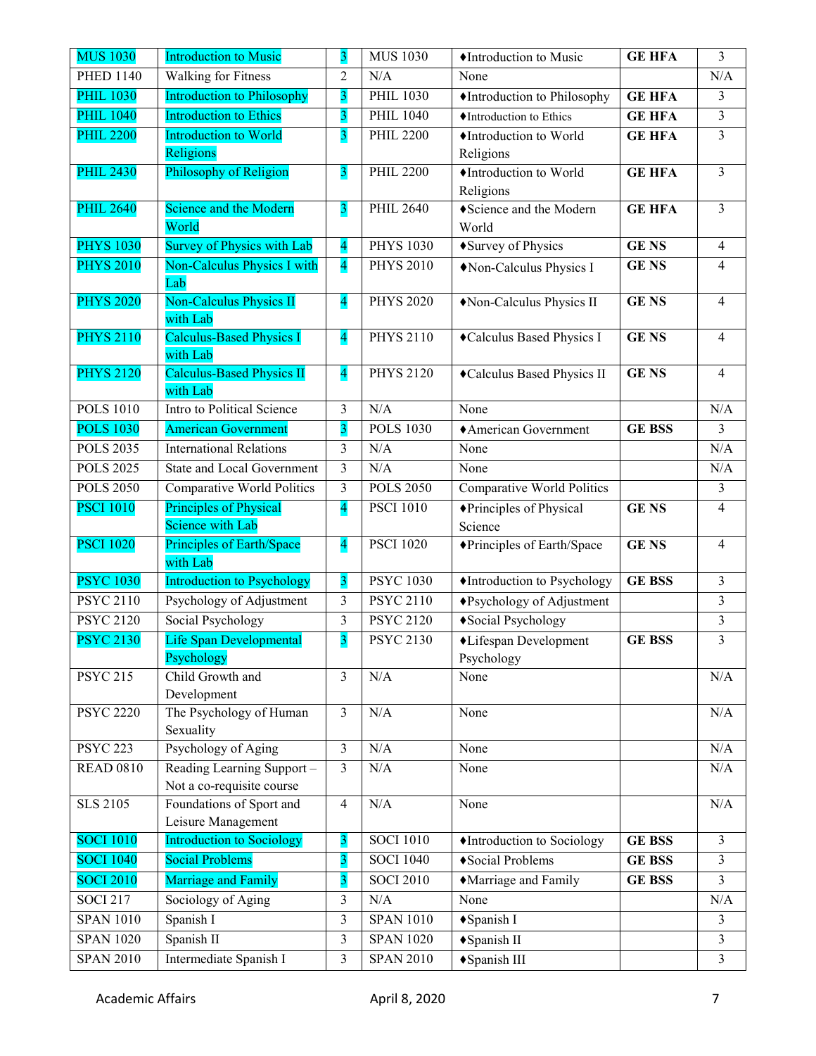| MUS 1030 | Introduction to Music | 3 | MUS 1030 | ♦Introduction to Music | **GE HFA** | 3 |
|---|---|---|---|---|---|---|
| PHED 1140 | Walking for Fitness | 2 | N/A | None | | N/A |
| PHIL 1030 | Introduction to Philosophy | 3 | PHIL 1030 | ♦Introduction to Philosophy | **GE HFA** | 3 |
| PHIL 1040 | Introduction to Ethics | 3 | PHIL 1040 | ♦Introduction to Ethics | **GE HFA** | 3 |
| PHIL 2200 | Introduction to World Religions | 3 | PHIL 2200 | ♦Introduction to World Religions | **GE HFA** | 3 |
| PHIL 2430 | Philosophy of Religion | 3 | PHIL 2200 | ♦Introduction to World Religions | **GE HFA** | 3 |
| PHIL 2640 | Science and the Modern World | 3 | PHIL 2640 | ♦Science and the Modern World | **GE HFA** | 3 |
| PHYS 1030 | Survey of Physics with Lab | 4 | PHYS 1030 | ♦Survey of Physics | **GE NS** | 4 |
| PHYS 2010 | Non-Calculus Physics I with Lab | 4 | PHYS 2010 | ♦Non-Calculus Physics I | **GE NS** | 4 |
| PHYS 2020 | Non-Calculus Physics II with Lab | 4 | PHYS 2020 | ♦Non-Calculus Physics II | **GE NS** | 4 |
| PHYS 2110 | Calculus-Based Physics I with Lab | 4 | PHYS 2110 | ♦Calculus Based Physics I | **GE NS** | 4 |
| PHYS 2120 | Calculus-Based Physics II with Lab | 4 | PHYS 2120 | ♦Calculus Based Physics II | **GE NS** | 4 |
| POLS 1010 | Intro to Political Science | 3 | N/A | None | | N/A |
| POLS 1030 | American Government | 3 | POLS 1030 | ♦American Government | **GE BSS** | 3 |
| POLS 2035 | International Relations | 3 | N/A | None | | N/A |
| POLS 2025 | State and Local Government | 3 | N/A | None | | N/A |
| POLS 2050 | Comparative World Politics | 3 | POLS 2050 | Comparative World Politics | | 3 |
| PSCI 1010 | Principles of Physical Science with Lab | 4 | PSCI 1010 | ♦Principles of Physical Science | **GE NS** | 4 |
| PSCI 1020 | Principles of Earth/Space with Lab | 4 | PSCI 1020 | ♦Principles of Earth/Space | **GE NS** | 4 |
| PSYC 1030 | Introduction to Psychology | 3 | PSYC 1030 | ♦Introduction to Psychology | **GE BSS** | 3 |
| PSYC 2110 | Psychology of Adjustment | 3 | PSYC 2110 | ♦Psychology of Adjustment | | 3 |
| PSYC 2120 | Social Psychology | 3 | PSYC 2120 | ♦Social Psychology | | 3 |
| PSYC 2130 | Life Span Developmental Psychology | 3 | PSYC 2130 | ♦Lifespan Development Psychology | **GE BSS** | 3 |
| PSYC 215 | Child Growth and Development | 3 | N/A | None | | N/A |
| PSYC 2220 | The Psychology of Human Sexuality | 3 | N/A | None | | N/A |
| PSYC 223 | Psychology of Aging | 3 | N/A | None | | N/A |
| READ 0810 | Reading Learning Support – Not a co-requisite course | 3 | N/A | None | | N/A |
| SLS 2105 | Foundations of Sport and Leisure Management | 4 | N/A | None | | N/A |
| SOCI 1010 | Introduction to Sociology | 3 | SOCI 1010 | ♦Introduction to Sociology | **GE BSS** | 3 |
| SOCI 1040 | Social Problems | 3 | SOCI 1040 | ♦Social Problems | **GE BSS** | 3 |
| SOCI 2010 | Marriage and Family | 3 | SOCI 2010 | ♦Marriage and Family | **GE BSS** | 3 |
| SOCI 217 | Sociology of Aging | 3 | N/A | None | | N/A |
| SPAN 1010 | Spanish I | 3 | SPAN 1010 | ♦Spanish I | | 3 |
| SPAN 1020 | Spanish II | 3 | SPAN 1020 | ♦Spanish II | | 3 |
| SPAN 2010 | Intermediate Spanish I | 3 | SPAN 2010 | ♦Spanish III | | 3 |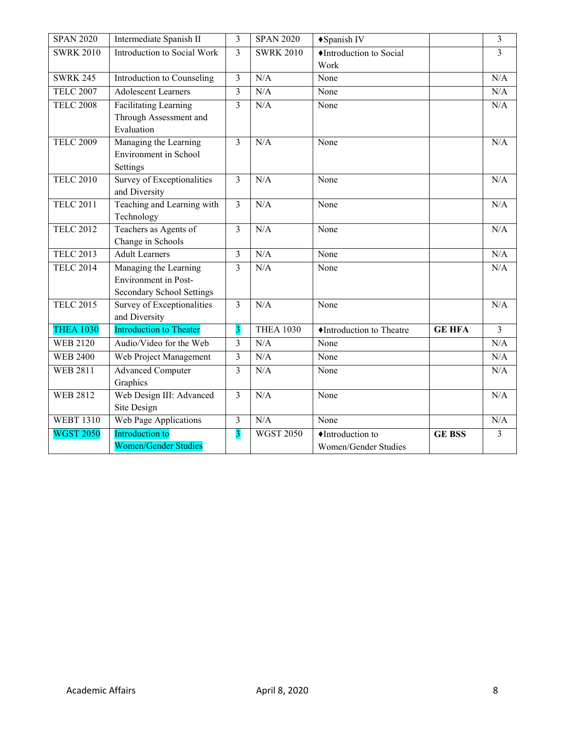| | | | | | | |
|---|---|---|---|---|---|---|
| SPAN 2020 | Intermediate Spanish II | 3 | SPAN 2020 | ♦Spanish IV | | 3 |
| SWRK 2010 | Introduction to Social Work | 3 | SWRK 2010 | ♦Introduction to Social Work | | 3 |
| SWRK 245 | Introduction to Counseling | 3 | N/A | None | | N/A |
| TELC 2007 | Adolescent Learners | 3 | N/A | None | | N/A |
| TELC 2008 | Facilitating Learning Through Assessment and Evaluation | 3 | N/A | None | | N/A |
| TELC 2009 | Managing the Learning Environment in School Settings | 3 | N/A | None | | N/A |
| TELC 2010 | Survey of Exceptionalities and Diversity | 3 | N/A | None | | N/A |
| TELC 2011 | Teaching and Learning with Technology | 3 | N/A | None | | N/A |
| TELC 2012 | Teachers as Agents of Change in Schools | 3 | N/A | None | | N/A |
| TELC 2013 | Adult Learners | 3 | N/A | None | | N/A |
| TELC 2014 | Managing the Learning Environment in Post-Secondary School Settings | 3 | N/A | None | | N/A |
| TELC 2015 | Survey of Exceptionalities and Diversity | 3 | N/A | None | | N/A |
| THEA 1030 | Introduction to Theater | 3 | THEA 1030 | ♦Introduction to Theatre | **GE HFA** | 3 |
| WEB 2120 | Audio/Video for the Web | 3 | N/A | None | | N/A |
| WEB 2400 | Web Project Management | 3 | N/A | None | | N/A |
| WEB 2811 | Advanced Computer Graphics | 3 | N/A | None | | N/A |
| WEB 2812 | Web Design III: Advanced Site Design | 3 | N/A | None | | N/A |
| WEBT 1310 | Web Page Applications | 3 | N/A | None | | N/A |
| WGST 2050 | Introduction to Women/Gender Studies | 3 | WGST 2050 | ♦Introduction to Women/Gender Studies | **GE BSS** | 3 |